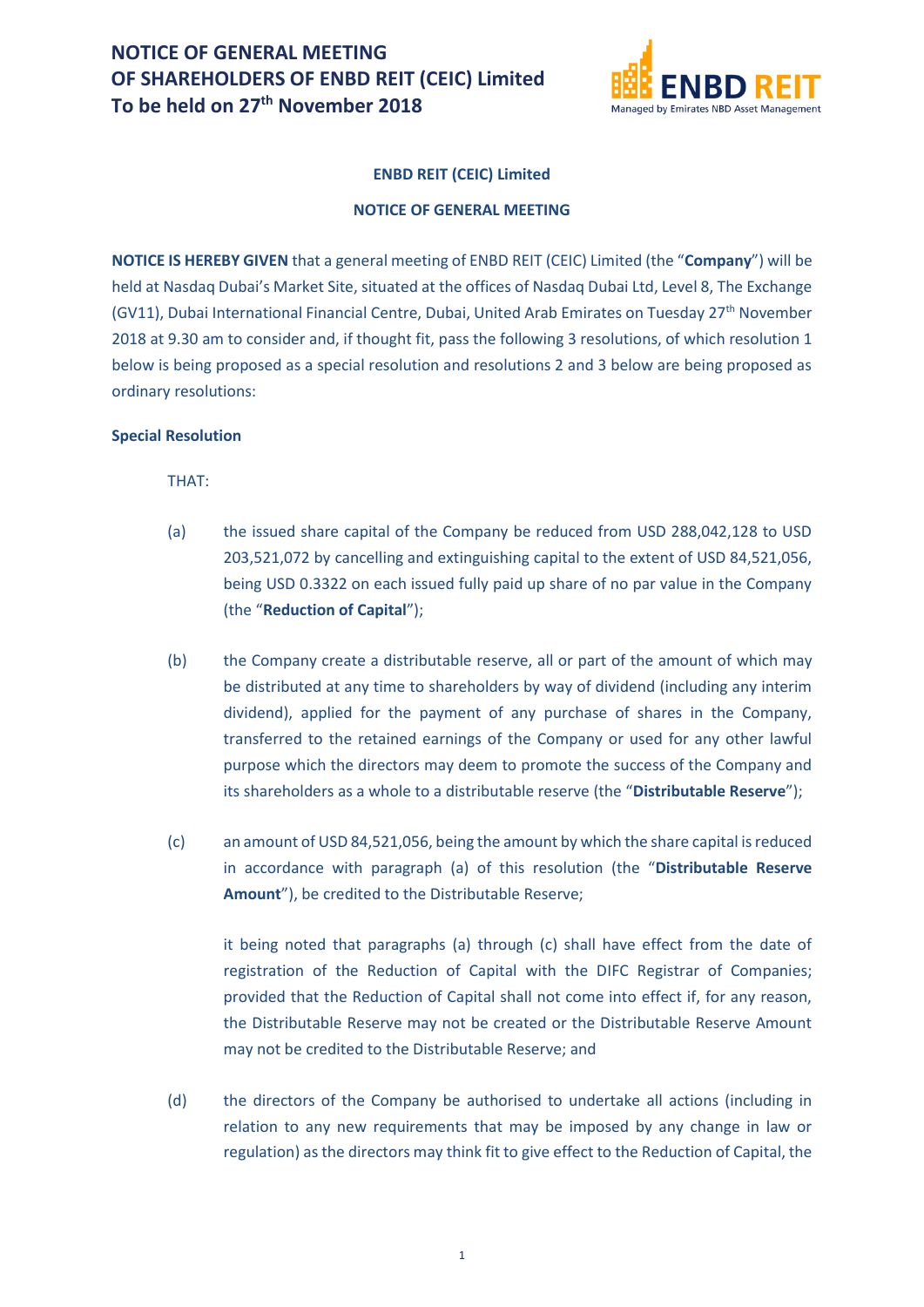# NOTICE OF GENERAL MEETING OF SHAREHOLDERS OF ENBD REIT (CEIC) Limited To be held on 27th November 2018

**ENBD REIT (CEIC) Limited**

**NOTICE OF GENERAL MEETING**

**NOTICE IS HEREBY GIVEN** that a general meeting of ENBD REIT (CEIC) Limited (the "**Company**") will be held at Nasdaq Dubai's Market Site, situated at the offices of Nasdaq Dubai Ltd, Level 8, The Exchange (GV11), Dubai International Financial Centre, Dubai, United Arab Emirates on Tuesday 27th November 2018 at 9.30 am to consider and, if thought fit, pass the following 3 resolutions, of which resolution 1 below is being proposed as a special resolution and resolutions 2 and 3 below are being proposed as ordinary resolutions:

**Special Resolution**

THAT:

(a) the issued share capital of the Company be reduced from USD 288,042,128 to USD 203,521,072 by cancelling and extinguishing capital to the extent of USD 84,521,056, being USD 0.3322 on each issued fully paid up share of no par value in the Company (the "**Reduction of Capital**");

(b) the Company create a distributable reserve, all or part of the amount of which may be distributed at any time to shareholders by way of dividend (including any interim dividend), applied for the payment of any purchase of shares in the Company, transferred to the retained earnings of the Company or used for any other lawful purpose which the directors may deem to promote the success of the Company and its shareholders as a whole to a distributable reserve (the "**Distributable Reserve**");

(c) an amount of USD 84,521,056, being the amount by which the share capital is reduced in accordance with paragraph (a) of this resolution (the "**Distributable Reserve Amount**"), be credited to the Distributable Reserve;

it being noted that paragraphs (a) through (c) shall have effect from the date of registration of the Reduction of Capital with the DIFC Registrar of Companies; provided that the Reduction of Capital shall not come into effect if, for any reason, the Distributable Reserve may not be created or the Distributable Reserve Amount may not be credited to the Distributable Reserve; and

(d) the directors of the Company be authorised to undertake all actions (including in relation to any new requirements that may be imposed by any change in law or regulation) as the directors may think fit to give effect to the Reduction of Capital, the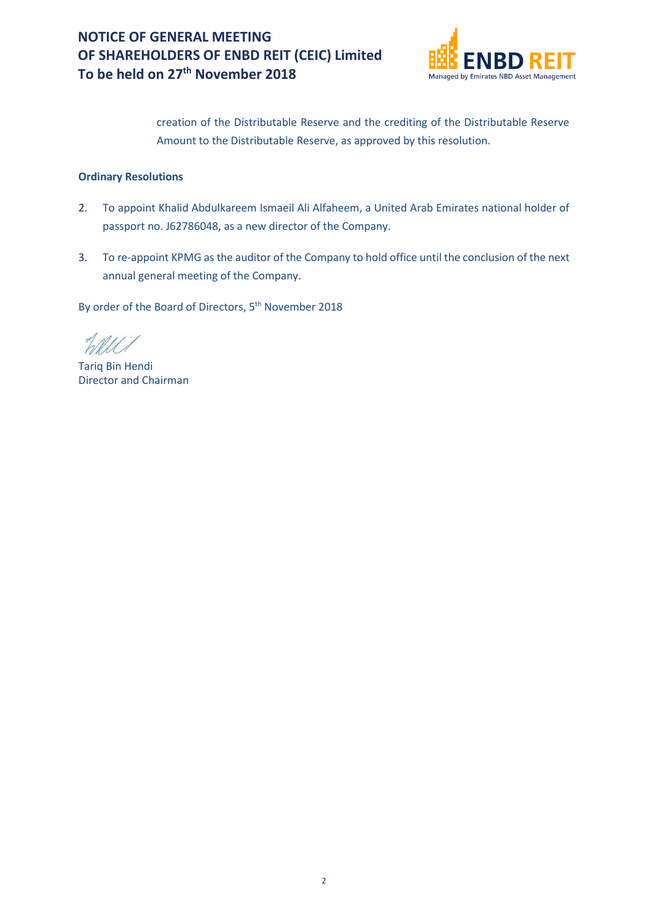creation of the Distributable Reserve and the crediting of the Distributable Reserve Amount to the Distributable Reserve, as approved by this resolution.

**Ordinary Resolutions**

2. To appoint Khalid Abdulkareem Ismaeil Ali Alfaheem, a United Arab Emirates national holder of passport no. J62786048, as a new director of the Company.

3. To re-appoint KPMG as the auditor of the Company to hold office until the conclusion of the next annual general meeting of the Company.

By order of the Board of Directors, 5th November 2018

Tariq Bin Hendi
Director and Chairman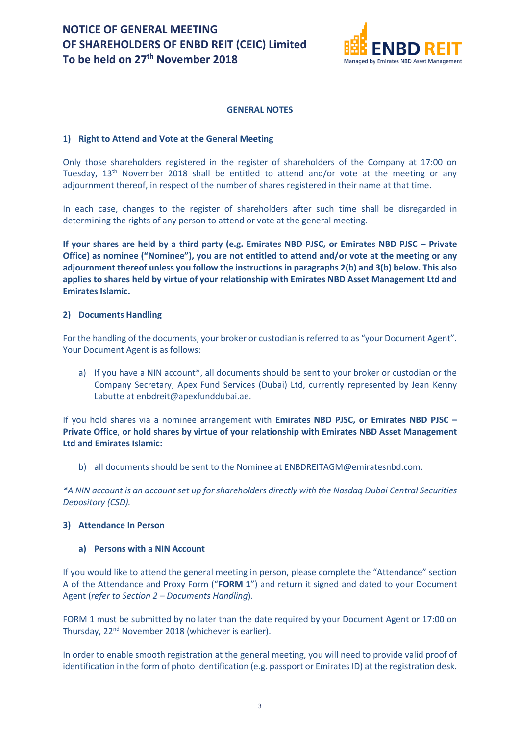# NOTICE OF GENERAL MEETING OF SHAREHOLDERS OF ENBD REIT (CEIC) Limited To be held on 27th November 2018

## GENERAL NOTES

### 1) Right to Attend and Vote at the General Meeting

Only those shareholders registered in the register of shareholders of the Company at 17:00 on Tuesday, 13th November 2018 shall be entitled to attend and/or vote at the meeting or any adjournment thereof, in respect of the number of shares registered in their name at that time.

In each case, changes to the register of shareholders after such time shall be disregarded in determining the rights of any person to attend or vote at the general meeting.

**If your shares are held by a third party (e.g. Emirates NBD PJSC, or Emirates NBD PJSC – Private Office) as nominee ("Nominee"), you are not entitled to attend and/or vote at the meeting or any adjournment thereof unless you follow the instructions in paragraphs 2(b) and 3(b) below. This also applies to shares held by virtue of your relationship with Emirates NBD Asset Management Ltd and Emirates Islamic.**

### 2) Documents Handling

For the handling of the documents, your broker or custodian is referred to as "your Document Agent". Your Document Agent is as follows:

a) If you have a NIN account*, all documents should be sent to your broker or custodian or the Company Secretary, Apex Fund Services (Dubai) Ltd, currently represented by Jean Kenny Labutte at enbdreit@apexfunddubai.ae.

If you hold shares via a nominee arrangement with **Emirates NBD PJSC, or Emirates NBD PJSC – Private Office**, **or hold shares by virtue of your relationship with Emirates NBD Asset Management Ltd and Emirates Islamic:**

b) all documents should be sent to the Nominee at ENBDREITAGM@emiratesnbd.com.

*\*A NIN account is an account set up for shareholders directly with the Nasdaq Dubai Central Securities Depository (CSD).*

### 3) Attendance In Person

#### a) Persons with a NIN Account

If you would like to attend the general meeting in person, please complete the "Attendance" section A of the Attendance and Proxy Form ("**FORM 1**") and return it signed and dated to your Document Agent (*refer to Section 2 – Documents Handling*).

FORM 1 must be submitted by no later than the date required by your Document Agent or 17:00 on Thursday, 22nd November 2018 (whichever is earlier).

In order to enable smooth registration at the general meeting, you will need to provide valid proof of identification in the form of photo identification (e.g. passport or Emirates ID) at the registration desk.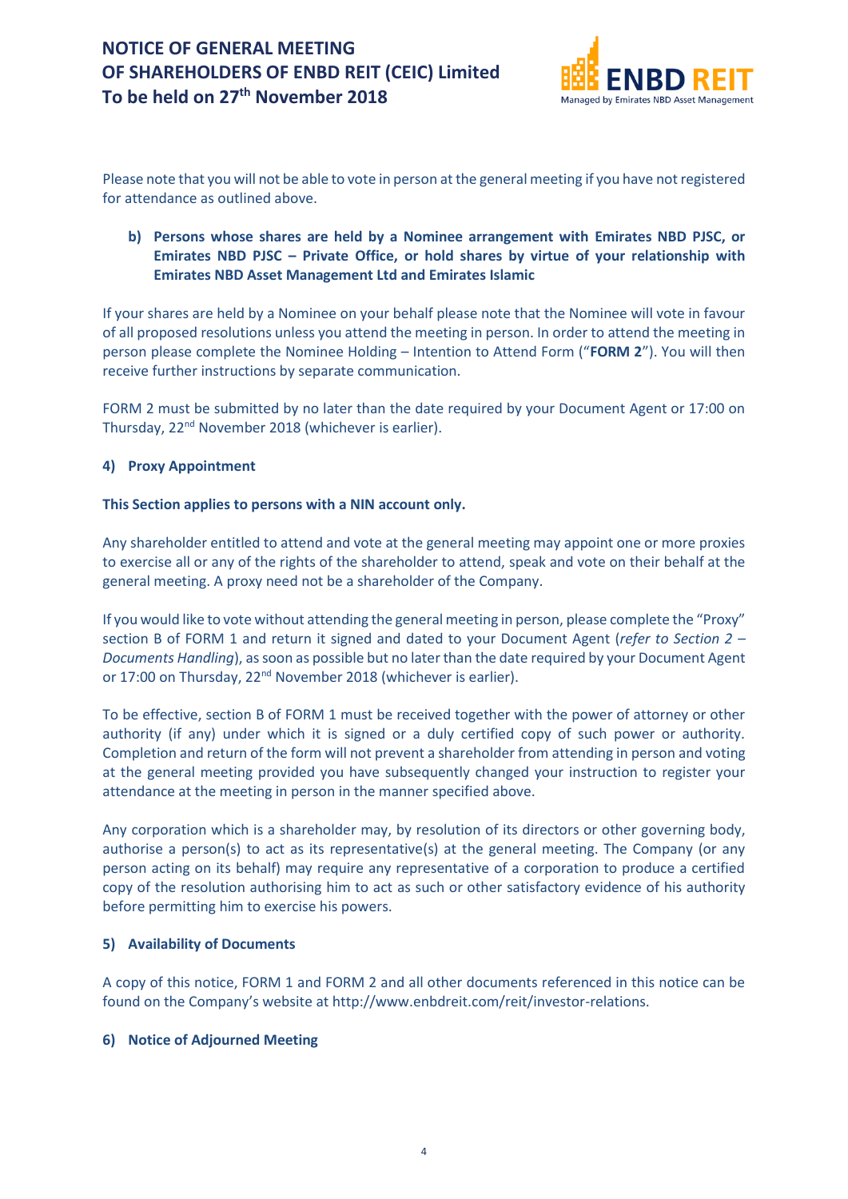Please note that you will not be able to vote in person at the general meeting if you have not registered for attendance as outlined above.

**b) Persons whose shares are held by a Nominee arrangement with Emirates NBD PJSC, or Emirates NBD PJSC – Private Office, or hold shares by virtue of your relationship with Emirates NBD Asset Management Ltd and Emirates Islamic**

If your shares are held by a Nominee on your behalf please note that the Nominee will vote in favour of all proposed resolutions unless you attend the meeting in person. In order to attend the meeting in person please complete the Nominee Holding – Intention to Attend Form ("**FORM 2**"). You will then receive further instructions by separate communication.

FORM 2 must be submitted by no later than the date required by your Document Agent or 17:00 on Thursday, 22nd November 2018 (whichever is earlier).

### 4) Proxy Appointment

**This Section applies to persons with a NIN account only.**

Any shareholder entitled to attend and vote at the general meeting may appoint one or more proxies to exercise all or any of the rights of the shareholder to attend, speak and vote on their behalf at the general meeting. A proxy need not be a shareholder of the Company.

If you would like to vote without attending the general meeting in person, please complete the "Proxy" section B of FORM 1 and return it signed and dated to your Document Agent (*refer to Section 2 – Documents Handling*), as soon as possible but no later than the date required by your Document Agent or 17:00 on Thursday, 22nd November 2018 (whichever is earlier).

To be effective, section B of FORM 1 must be received together with the power of attorney or other authority (if any) under which it is signed or a duly certified copy of such power or authority. Completion and return of the form will not prevent a shareholder from attending in person and voting at the general meeting provided you have subsequently changed your instruction to register your attendance at the meeting in person in the manner specified above.

Any corporation which is a shareholder may, by resolution of its directors or other governing body, authorise a person(s) to act as its representative(s) at the general meeting. The Company (or any person acting on its behalf) may require any representative of a corporation to produce a certified copy of the resolution authorising him to act as such or other satisfactory evidence of his authority before permitting him to exercise his powers.

### 5) Availability of Documents

A copy of this notice, FORM 1 and FORM 2 and all other documents referenced in this notice can be found on the Company's website at http://www.enbdreit.com/reit/investor-relations.

### 6) Notice of Adjourned Meeting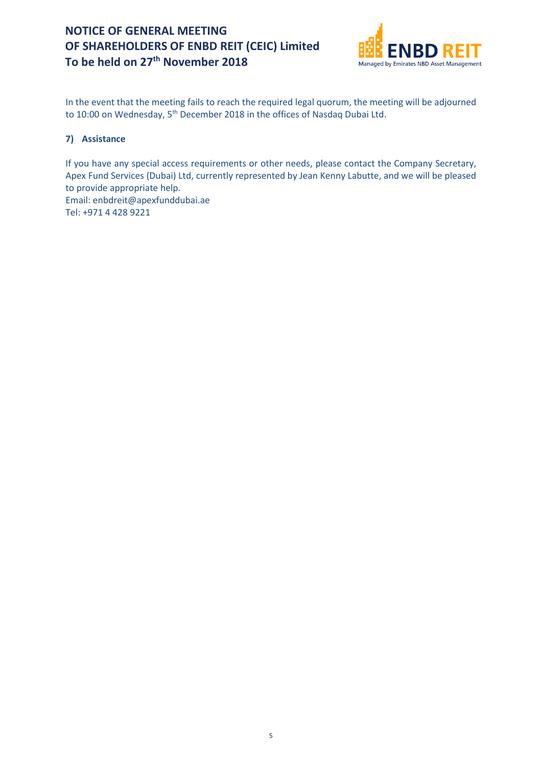In the event that the meeting fails to reach the required legal quorum, the meeting will be adjourned to 10:00 on Wednesday, 5th December 2018 in the offices of Nasdaq Dubai Ltd.

## 7) Assistance

If you have any special access requirements or other needs, please contact the Company Secretary, Apex Fund Services (Dubai) Ltd, currently represented by Jean Kenny Labutte, and we will be pleased to provide appropriate help.
Email: enbdreit@apexfunddubai.ae
Tel: +971 4 428 9221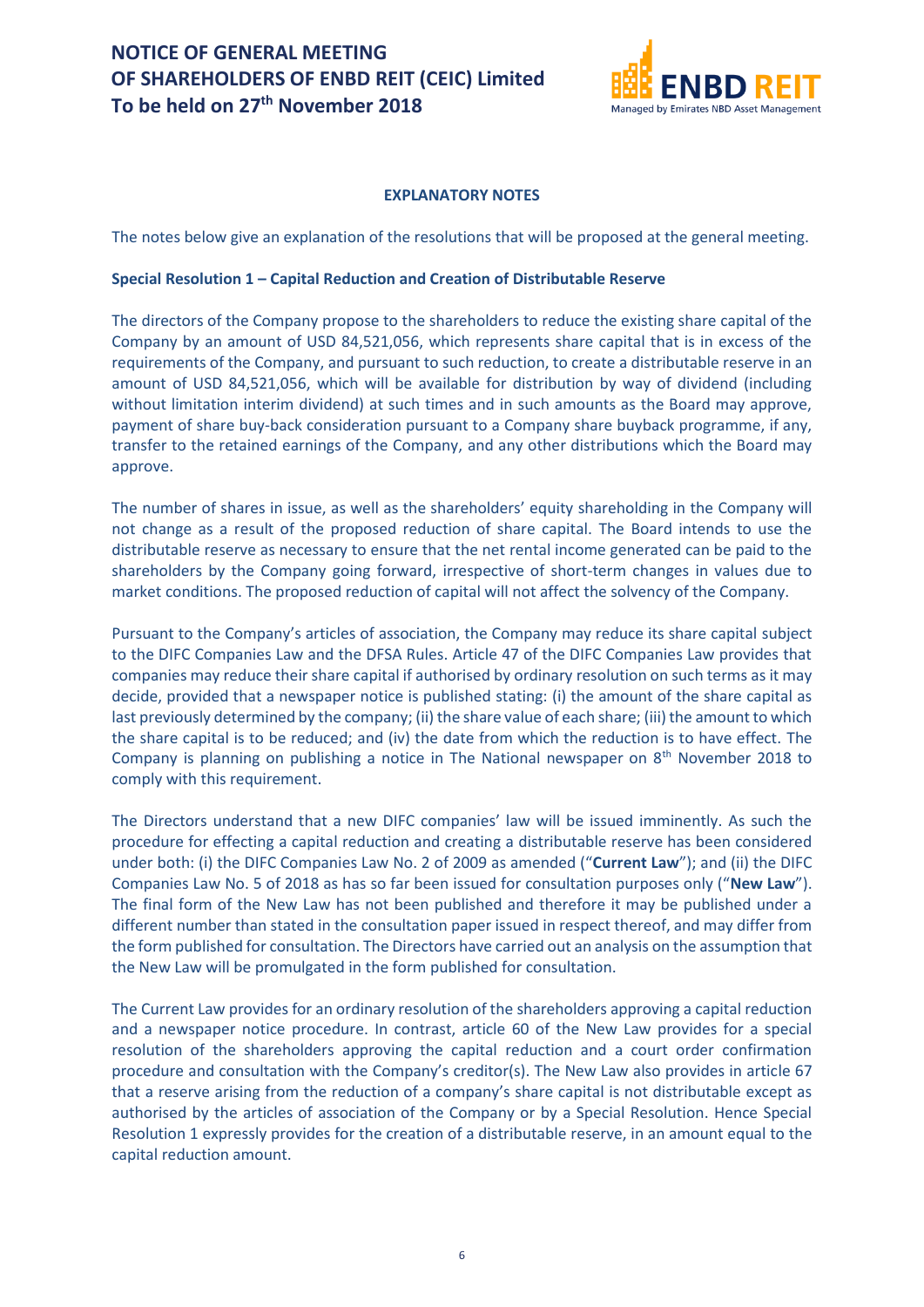# NOTICE OF GENERAL MEETING OF SHAREHOLDERS OF ENBD REIT (CEIC) Limited To be held on 27th November 2018

## EXPLANATORY NOTES

The notes below give an explanation of the resolutions that will be proposed at the general meeting.

### Special Resolution 1 – Capital Reduction and Creation of Distributable Reserve

The directors of the Company propose to the shareholders to reduce the existing share capital of the Company by an amount of USD 84,521,056, which represents share capital that is in excess of the requirements of the Company, and pursuant to such reduction, to create a distributable reserve in an amount of USD 84,521,056, which will be available for distribution by way of dividend (including without limitation interim dividend) at such times and in such amounts as the Board may approve, payment of share buy-back consideration pursuant to a Company share buyback programme, if any, transfer to the retained earnings of the Company, and any other distributions which the Board may approve.

The number of shares in issue, as well as the shareholders' equity shareholding in the Company will not change as a result of the proposed reduction of share capital. The Board intends to use the distributable reserve as necessary to ensure that the net rental income generated can be paid to the shareholders by the Company going forward, irrespective of short-term changes in values due to market conditions. The proposed reduction of capital will not affect the solvency of the Company.

Pursuant to the Company's articles of association, the Company may reduce its share capital subject to the DIFC Companies Law and the DFSA Rules. Article 47 of the DIFC Companies Law provides that companies may reduce their share capital if authorised by ordinary resolution on such terms as it may decide, provided that a newspaper notice is published stating: (i) the amount of the share capital as last previously determined by the company; (ii) the share value of each share; (iii) the amount to which the share capital is to be reduced; and (iv) the date from which the reduction is to have effect. The Company is planning on publishing a notice in The National newspaper on 8th November 2018 to comply with this requirement.

The Directors understand that a new DIFC companies' law will be issued imminently. As such the procedure for effecting a capital reduction and creating a distributable reserve has been considered under both: (i) the DIFC Companies Law No. 2 of 2009 as amended ("**Current Law**"); and (ii) the DIFC Companies Law No. 5 of 2018 as has so far been issued for consultation purposes only ("**New Law**"). The final form of the New Law has not been published and therefore it may be published under a different number than stated in the consultation paper issued in respect thereof, and may differ from the form published for consultation. The Directors have carried out an analysis on the assumption that the New Law will be promulgated in the form published for consultation.

The Current Law provides for an ordinary resolution of the shareholders approving a capital reduction and a newspaper notice procedure. In contrast, article 60 of the New Law provides for a special resolution of the shareholders approving the capital reduction and a court order confirmation procedure and consultation with the Company's creditor(s). The New Law also provides in article 67 that a reserve arising from the reduction of a company's share capital is not distributable except as authorised by the articles of association of the Company or by a Special Resolution. Hence Special Resolution 1 expressly provides for the creation of a distributable reserve, in an amount equal to the capital reduction amount.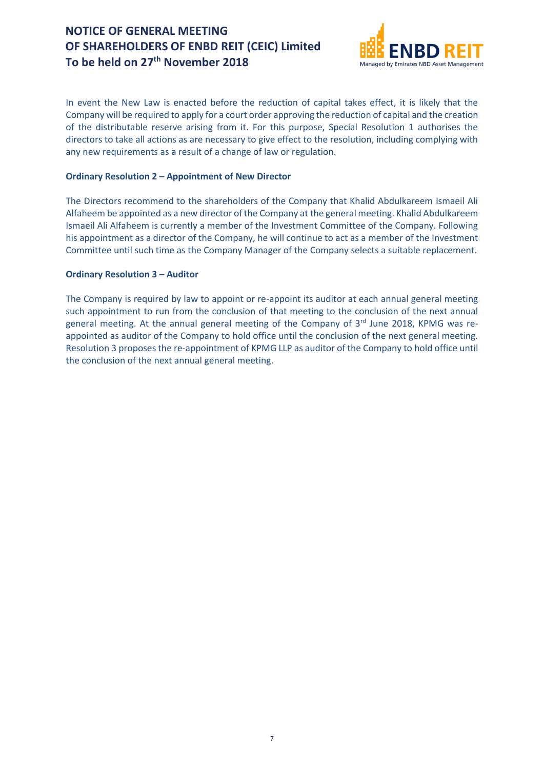In event the New Law is enacted before the reduction of capital takes effect, it is likely that the Company will be required to apply for a court order approving the reduction of capital and the creation of the distributable reserve arising from it. For this purpose, Special Resolution 1 authorises the directors to take all actions as are necessary to give effect to the resolution, including complying with any new requirements as a result of a change of law or regulation.

**Ordinary Resolution 2 – Appointment of New Director**

The Directors recommend to the shareholders of the Company that Khalid Abdulkareem Ismaeil Ali Alfaheem be appointed as a new director of the Company at the general meeting. Khalid Abdulkareem Ismaeil Ali Alfaheem is currently a member of the Investment Committee of the Company. Following his appointment as a director of the Company, he will continue to act as a member of the Investment Committee until such time as the Company Manager of the Company selects a suitable replacement.

**Ordinary Resolution 3 – Auditor**

The Company is required by law to appoint or re-appoint its auditor at each annual general meeting such appointment to run from the conclusion of that meeting to the conclusion of the next annual general meeting. At the annual general meeting of the Company of 3rd June 2018, KPMG was re-appointed as auditor of the Company to hold office until the conclusion of the next general meeting. Resolution 3 proposes the re-appointment of KPMG LLP as auditor of the Company to hold office until the conclusion of the next annual general meeting.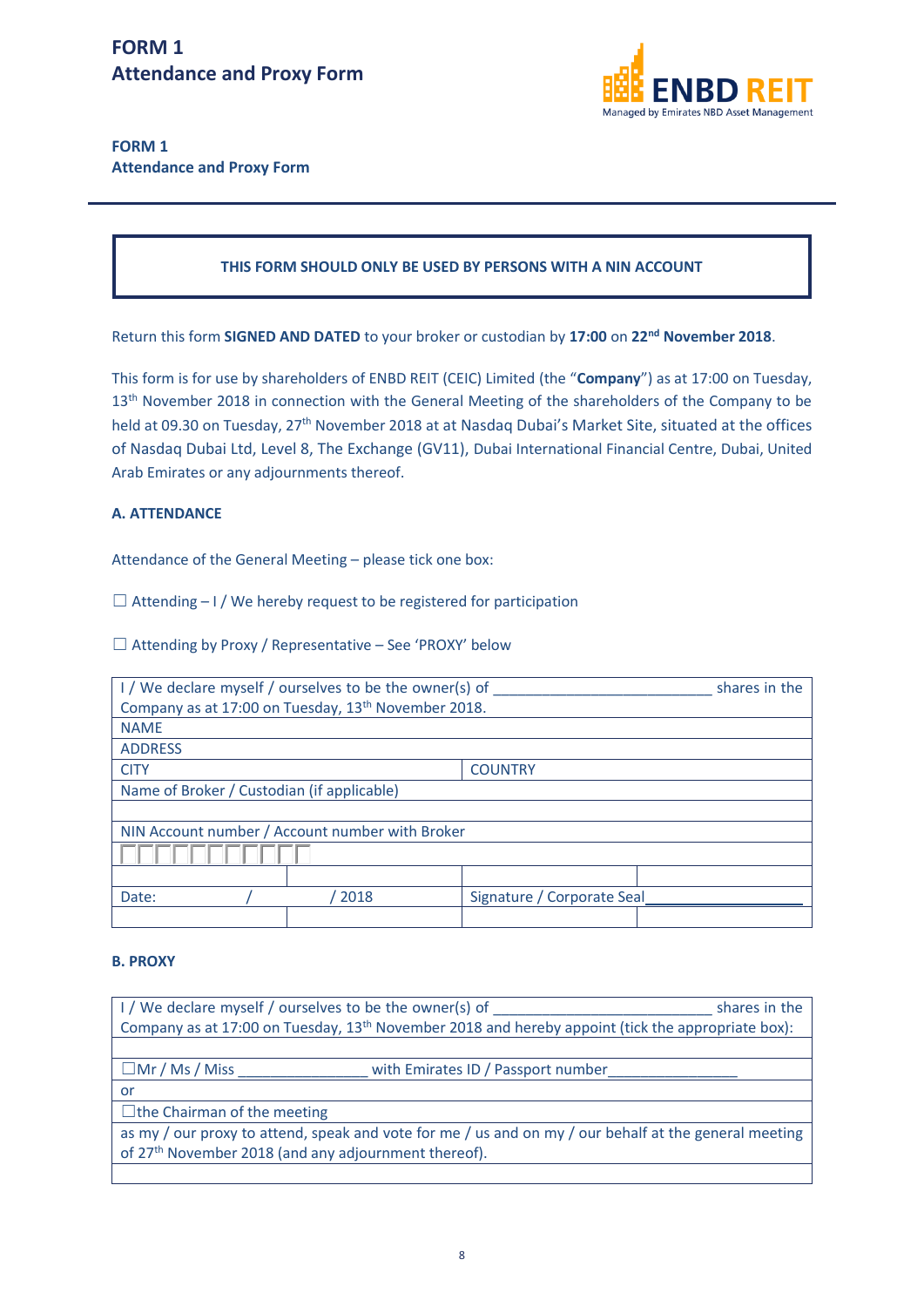# FORM 1
## Attendance and Proxy Form

**FORM 1**
**Attendance and Proxy Form**

---

**THIS FORM SHOULD ONLY BE USED BY PERSONS WITH A NIN ACCOUNT**

Return this form **SIGNED AND DATED** to your broker or custodian by **17:00** on **22nd November 2018**.

This form is for use by shareholders of ENBD REIT (CEIC) Limited (the "**Company**") as at 17:00 on Tuesday, 13th November 2018 in connection with the General Meeting of the shareholders of the Company to be held at 09.30 on Tuesday, 27th November 2018 at at Nasdaq Dubai's Market Site, situated at the offices of Nasdaq Dubai Ltd, Level 8, The Exchange (GV11), Dubai International Financial Centre, Dubai, United Arab Emirates or any adjournments thereof.

### A. ATTENDANCE

Attendance of the General Meeting – please tick one box:

☐ Attending – I / We hereby request to be registered for participation

☐ Attending by Proxy / Representative – See 'PROXY' below

| | | | |
|---|---|---|---|
| I / We declare myself / ourselves to be the owner(s) of ___________________________ shares in the Company as at 17:00 on Tuesday, 13th November 2018. | | | |
| NAME | | | |
| ADDRESS | | | |
| CITY | | COUNTRY | |
| Name of Broker / Custodian (if applicable) | | | |
| | | | |
| NIN Account number / Account number with Broker | | | |
| ☐☐☐☐☐☐☐☐☐☐☐ | | | |
| | | | |
| Date: / / 2018 | | Signature / Corporate Seal____________________ | |
| | | | |

### B. PROXY

| |
|---|
| I / We declare myself / ourselves to be the owner(s) of ___________________________ shares in the Company as at 17:00 on Tuesday, 13th November 2018 and hereby appoint (tick the appropriate box): |
| |
| ☐Mr / Ms / Miss ________________ with Emirates ID / Passport number________________ |
| or |
| ☐the Chairman of the meeting |
| as my / our proxy to attend, speak and vote for me / us and on my / our behalf at the general meeting of 27th November 2018 (and any adjournment thereof). |
| |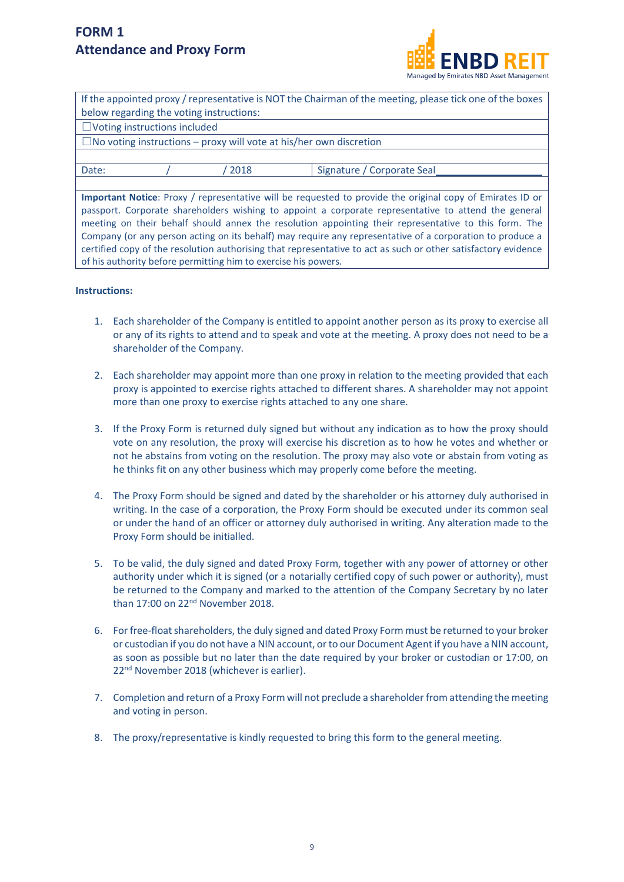# FORM 1
## Attendance and Proxy Form

ENBD REIT
Managed by Emirates NBD Asset Management

| If the appointed proxy / representative is NOT the Chairman of the meeting, please tick one of the boxes below regarding the voting instructions: | |
|---|---|
| ☐Voting instructions included | |
| ☐No voting instructions – proxy will vote at his/her own discretion | |
| | |
| Date: / / 2018 | Signature / Corporate Seal___________________ |
| | |
| **Important Notice**: Proxy / representative will be requested to provide the original copy of Emirates ID or passport. Corporate shareholders wishing to appoint a corporate representative to attend the general meeting on their behalf should annex the resolution appointing their representative to this form. The Company (or any person acting on its behalf) may require any representative of a corporation to produce a certified copy of the resolution authorising that representative to act as such or other satisfactory evidence of his authority before permitting him to exercise his powers. | |

**Instructions:**

1. Each shareholder of the Company is entitled to appoint another person as its proxy to exercise all or any of its rights to attend and to speak and vote at the meeting. A proxy does not need to be a shareholder of the Company.

2. Each shareholder may appoint more than one proxy in relation to the meeting provided that each proxy is appointed to exercise rights attached to different shares. A shareholder may not appoint more than one proxy to exercise rights attached to any one share.

3. If the Proxy Form is returned duly signed but without any indication as to how the proxy should vote on any resolution, the proxy will exercise his discretion as to how he votes and whether or not he abstains from voting on the resolution. The proxy may also vote or abstain from voting as he thinks fit on any other business which may properly come before the meeting.

4. The Proxy Form should be signed and dated by the shareholder or his attorney duly authorised in writing. In the case of a corporation, the Proxy Form should be executed under its common seal or under the hand of an officer or attorney duly authorised in writing. Any alteration made to the Proxy Form should be initialled.

5. To be valid, the duly signed and dated Proxy Form, together with any power of attorney or other authority under which it is signed (or a notarially certified copy of such power or authority), must be returned to the Company and marked to the attention of the Company Secretary by no later than 17:00 on 22nd November 2018.

6. For free-float shareholders, the duly signed and dated Proxy Form must be returned to your broker or custodian if you do not have a NIN account, or to our Document Agent if you have a NIN account, as soon as possible but no later than the date required by your broker or custodian or 17:00, on 22nd November 2018 (whichever is earlier).

7. Completion and return of a Proxy Form will not preclude a shareholder from attending the meeting and voting in person.

8. The proxy/representative is kindly requested to bring this form to the general meeting.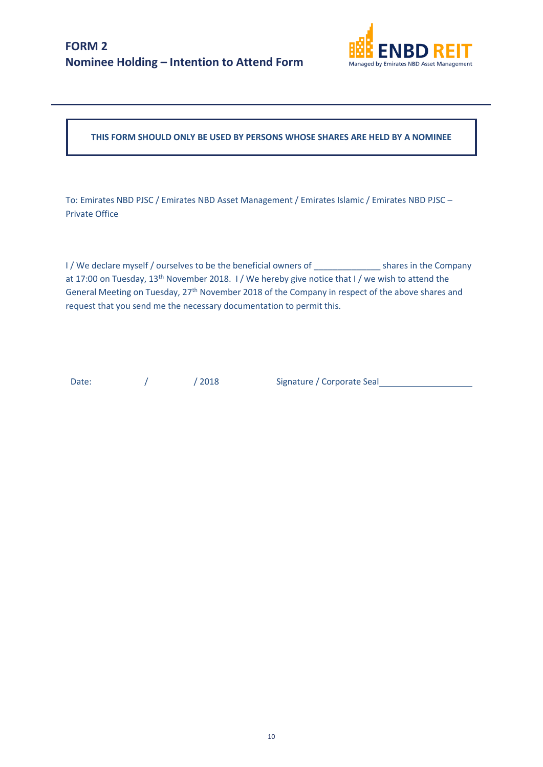# FORM 2
## Nominee Holding – Intention to Attend Form

ENBD REIT
Managed by Emirates NBD Asset Management

---

**THIS FORM SHOULD ONLY BE USED BY PERSONS WHOSE SHARES ARE HELD BY A NOMINEE**

To: Emirates NBD PJSC / Emirates NBD Asset Management / Emirates Islamic / Emirates NBD PJSC – Private Office

I / We declare myself / ourselves to be the beneficial owners of ______________ shares in the Company at 17:00 on Tuesday, 13th November 2018. I / We hereby give notice that I / we wish to attend the General Meeting on Tuesday, 27th November 2018 of the Company in respect of the above shares and request that you send me the necessary documentation to permit this.

Date: / / 2018 Signature / Corporate Seal____________________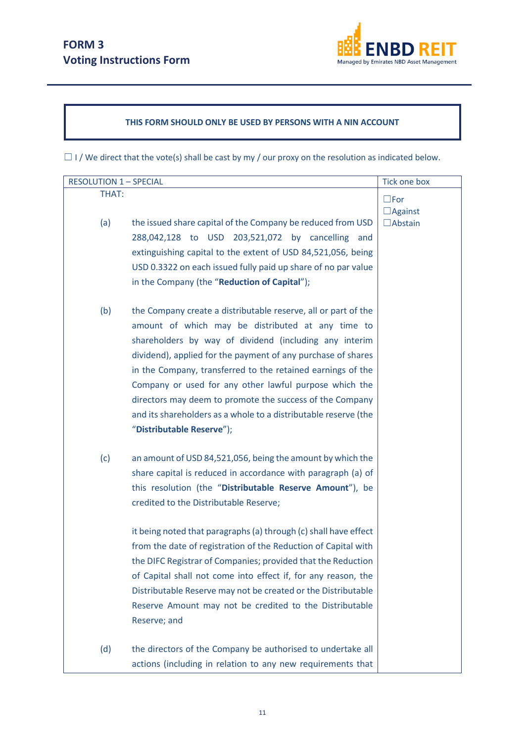# FORM 3
# Voting Instructions Form

**THIS FORM SHOULD ONLY BE USED BY PERSONS WITH A NIN ACCOUNT**

☐ I / We direct that the vote(s) shall be cast by my / our proxy on the resolution as indicated below.

| RESOLUTION 1 – SPECIAL | Tick one box |
|---|---|
| THAT:<br><br>(a) the issued share capital of the Company be reduced from USD 288,042,128 to USD 203,521,072 by cancelling and extinguishing capital to the extent of USD 84,521,056, being USD 0.3322 on each issued fully paid up share of no par value in the Company (the "**Reduction of Capital**");<br><br>(b) the Company create a distributable reserve, all or part of the amount of which may be distributed at any time to shareholders by way of dividend (including any interim dividend), applied for the payment of any purchase of shares in the Company, transferred to the retained earnings of the Company or used for any other lawful purpose which the directors may deem to promote the success of the Company and its shareholders as a whole to a distributable reserve (the "**Distributable Reserve**");<br><br>(c) an amount of USD 84,521,056, being the amount by which the share capital is reduced in accordance with paragraph (a) of this resolution (the "**Distributable Reserve Amount**"), be credited to the Distributable Reserve;<br><br>it being noted that paragraphs (a) through (c) shall have effect from the date of registration of the Reduction of Capital with the DIFC Registrar of Companies; provided that the Reduction of Capital shall not come into effect if, for any reason, the Distributable Reserve may not be created or the Distributable Reserve Amount may not be credited to the Distributable Reserve; and<br><br>(d) the directors of the Company be authorised to undertake all actions (including in relation to any new requirements that | ☐For<br>☐Against<br>☐Abstain |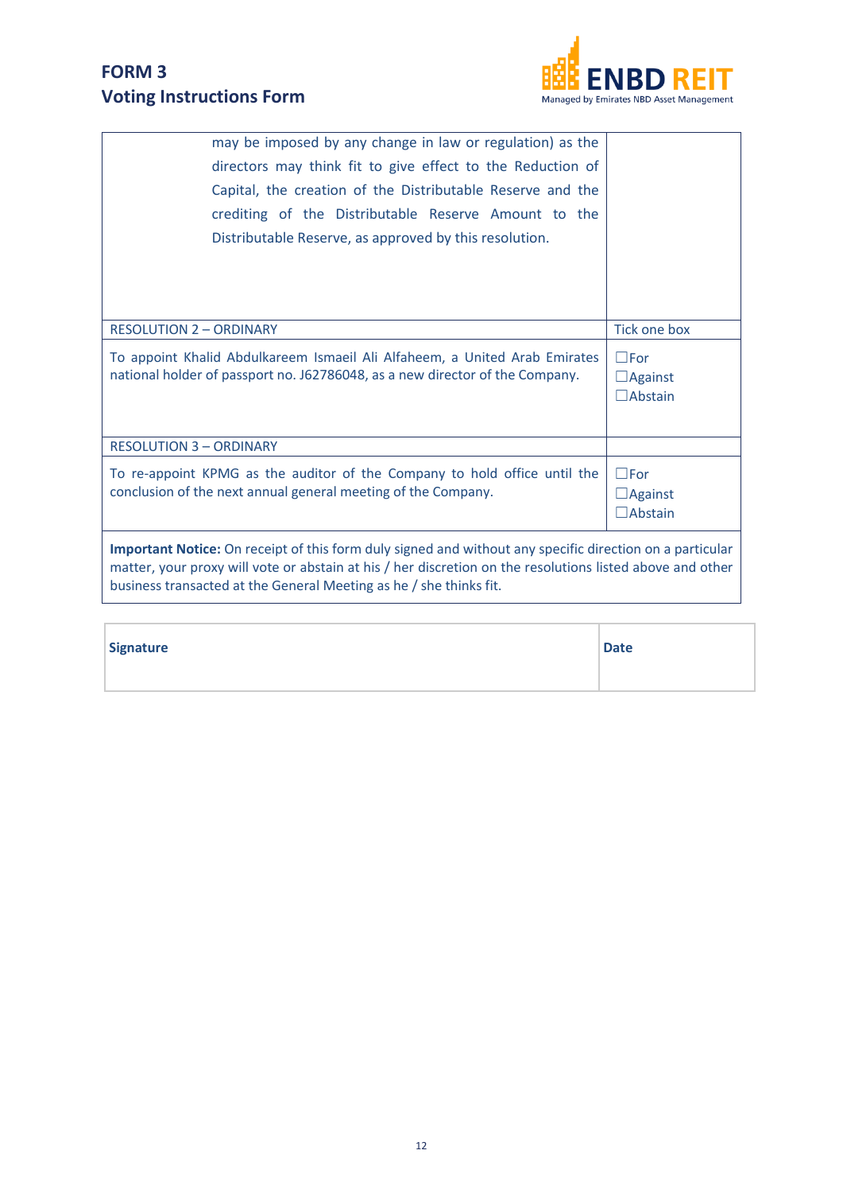# FORM 3
## Voting Instructions Form

| | |
|---|---|
| may be imposed by any change in law or regulation) as the directors may think fit to give effect to the Reduction of Capital, the creation of the Distributable Reserve and the crediting of the Distributable Reserve Amount to the Distributable Reserve, as approved by this resolution. | |
| RESOLUTION 2 – ORDINARY | Tick one box |
| To appoint Khalid Abdulkareem Ismaeil Ali Alfaheem, a United Arab Emirates national holder of passport no. J62786048, as a new director of the Company. | ☐For<br>☐Against<br>☐Abstain |
| RESOLUTION 3 – ORDINARY | |
| To re-appoint KPMG as the auditor of the Company to hold office until the conclusion of the next annual general meeting of the Company. | ☐For<br>☐Against<br>☐Abstain |

**Important Notice:** On receipt of this form duly signed and without any specific direction on a particular matter, your proxy will vote or abstain at his / her discretion on the resolutions listed above and other business transacted at the General Meeting as he / she thinks fit.

| **Signature** | **Date** |
|---|---|
| | |